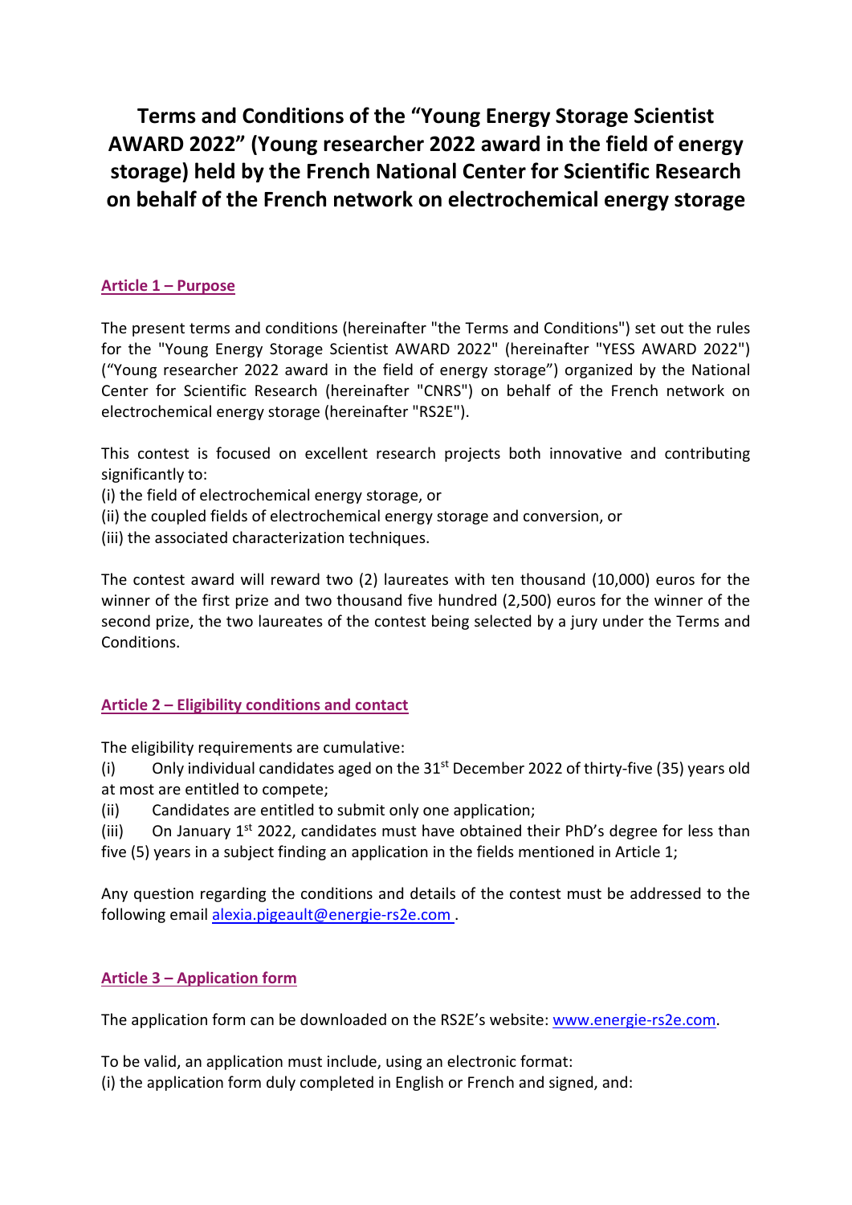# Terms and Conditions of the "Young Energy Storage Scientist AWARD 2022" (Young researcher 2022 award in the field of energy storage) held by the French National Center for Scientific Research on behalf of the French network on electrochemical energy storage

## Article 1 – Purpose

The present terms and conditions (hereinafter "the Terms and Conditions") set out the rules for the "Young Energy Storage Scientist AWARD 2022" (hereinafter "YESS AWARD 2022") ("Young researcher 2022 award in the field of energy storage") organized by the National Center for Scientific Research (hereinafter "CNRS") on behalf of the French network on electrochemical energy storage (hereinafter "RS2E").

This contest is focused on excellent research projects both innovative and contributing significantly to:
(i) the field of electrochemical energy storage, or
(ii) the coupled fields of electrochemical energy storage and conversion, or
(iii) the associated characterization techniques.

The contest award will reward two (2) laureates with ten thousand (10,000) euros for the winner of the first prize and two thousand five hundred (2,500) euros for the winner of the second prize, the two laureates of the contest being selected by a jury under the Terms and Conditions.

## Article 2 – Eligibility conditions and contact

The eligibility requirements are cumulative:
(i) Only individual candidates aged on the 31st December 2022 of thirty-five (35) years old at most are entitled to compete;
(ii) Candidates are entitled to submit only one application;
(iii) On January 1st 2022, candidates must have obtained their PhD's degree for less than five (5) years in a subject finding an application in the fields mentioned in Article 1;

Any question regarding the conditions and details of the contest must be addressed to the following email alexia.pigeault@energie-rs2e.com .

## Article 3 – Application form

The application form can be downloaded on the RS2E's website: www.energie-rs2e.com.

To be valid, an application must include, using an electronic format:
(i) the application form duly completed in English or French and signed, and: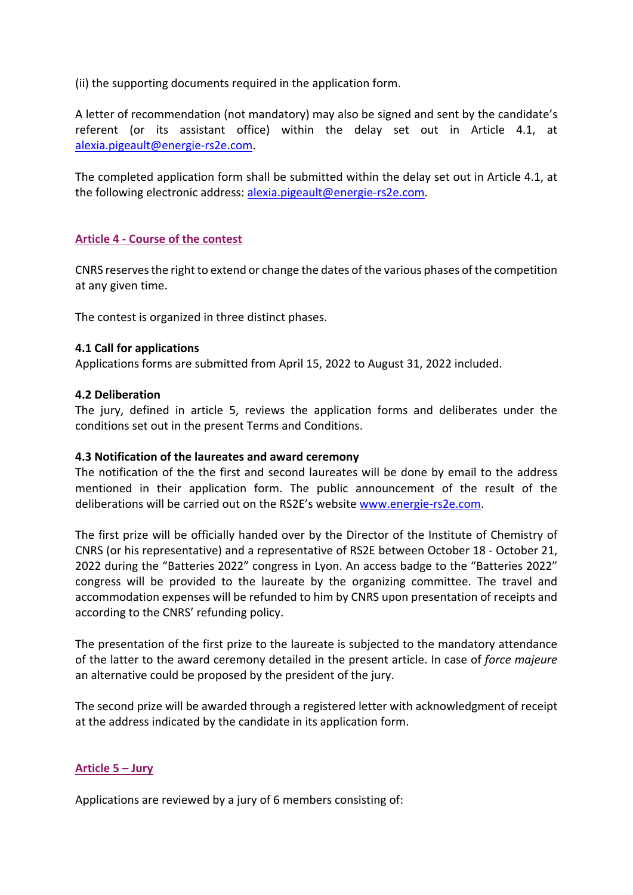(ii) the supporting documents required in the application form.

A letter of recommendation (not mandatory) may also be signed and sent by the candidate's referent (or its assistant office) within the delay set out in Article 4.1, at alexia.pigeault@energie-rs2e.com.

The completed application form shall be submitted within the delay set out in Article 4.1, at the following electronic address: alexia.pigeault@energie-rs2e.com.

## Article 4 - Course of the contest

CNRS reserves the right to extend or change the dates of the various phases of the competition at any given time.

The contest is organized in three distinct phases.

### 4.1 Call for applications

Applications forms are submitted from April 15, 2022 to August 31, 2022 included.

### 4.2 Deliberation

The jury, defined in article 5, reviews the application forms and deliberates under the conditions set out in the present Terms and Conditions.

### 4.3 Notification of the laureates and award ceremony

The notification of the the first and second laureates will be done by email to the address mentioned in their application form. The public announcement of the result of the deliberations will be carried out on the RS2E's website www.energie-rs2e.com.

The first prize will be officially handed over by the Director of the Institute of Chemistry of CNRS (or his representative) and a representative of RS2E between October 18 - October 21, 2022 during the "Batteries 2022" congress in Lyon. An access badge to the "Batteries 2022" congress will be provided to the laureate by the organizing committee. The travel and accommodation expenses will be refunded to him by CNRS upon presentation of receipts and according to the CNRS' refunding policy.

The presentation of the first prize to the laureate is subjected to the mandatory attendance of the latter to the award ceremony detailed in the present article. In case of *force majeure* an alternative could be proposed by the president of the jury.

The second prize will be awarded through a registered letter with acknowledgment of receipt at the address indicated by the candidate in its application form.

## Article 5 – Jury

Applications are reviewed by a jury of 6 members consisting of: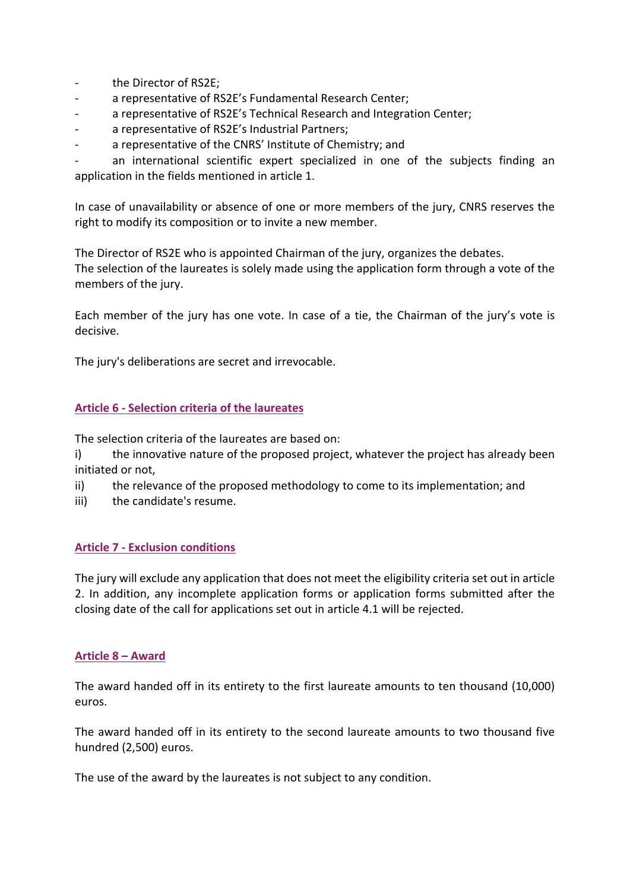- the Director of RS2E;
- a representative of RS2E's Fundamental Research Center;
- a representative of RS2E's Technical Research and Integration Center;
- a representative of RS2E's Industrial Partners;
- a representative of the CNRS' Institute of Chemistry; and
- an international scientific expert specialized in one of the subjects finding an application in the fields mentioned in article 1.

In case of unavailability or absence of one or more members of the jury, CNRS reserves the right to modify its composition or to invite a new member.

The Director of RS2E who is appointed Chairman of the jury, organizes the debates.
The selection of the laureates is solely made using the application form through a vote of the members of the jury.

Each member of the jury has one vote. In case of a tie, the Chairman of the jury's vote is decisive.

The jury's deliberations are secret and irrevocable.

## Article 6 - Selection criteria of the laureates

The selection criteria of the laureates are based on:

i) the innovative nature of the proposed project, whatever the project has already been initiated or not,
ii) the relevance of the proposed methodology to come to its implementation; and
iii) the candidate's resume.

## Article 7 - Exclusion conditions

The jury will exclude any application that does not meet the eligibility criteria set out in article 2. In addition, any incomplete application forms or application forms submitted after the closing date of the call for applications set out in article 4.1 will be rejected.

## Article 8 – Award

The award handed off in its entirety to the first laureate amounts to ten thousand (10,000) euros.

The award handed off in its entirety to the second laureate amounts to two thousand five hundred (2,500) euros.

The use of the award by the laureates is not subject to any condition.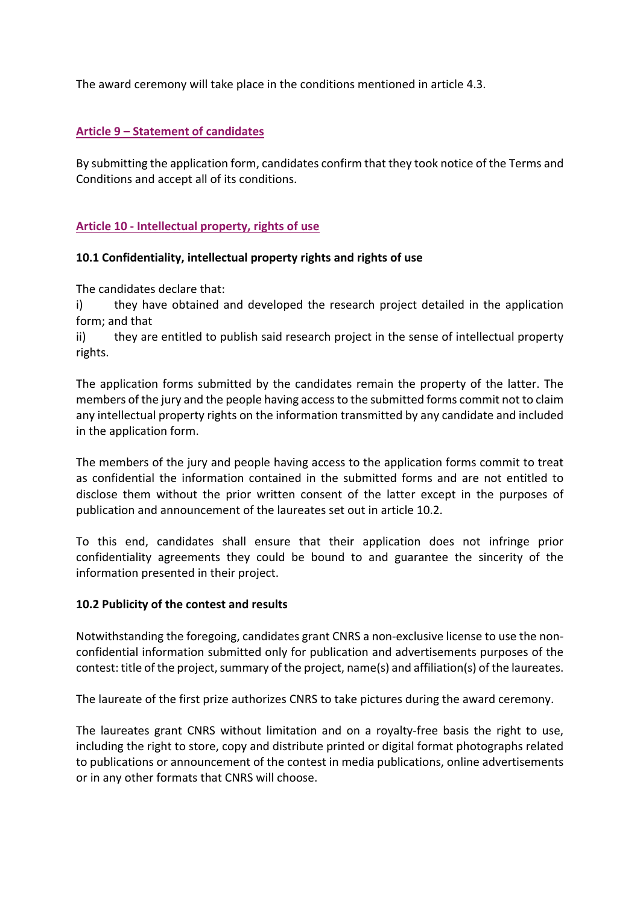The award ceremony will take place in the conditions mentioned in article 4.3.

## Article 9 – Statement of candidates

By submitting the application form, candidates confirm that they took notice of the Terms and Conditions and accept all of its conditions.

## Article 10 - Intellectual property, rights of use

### 10.1 Confidentiality, intellectual property rights and rights of use

The candidates declare that:

i) they have obtained and developed the research project detailed in the application form; and that

ii) they are entitled to publish said research project in the sense of intellectual property rights.

The application forms submitted by the candidates remain the property of the latter. The members of the jury and the people having access to the submitted forms commit not to claim any intellectual property rights on the information transmitted by any candidate and included in the application form.

The members of the jury and people having access to the application forms commit to treat as confidential the information contained in the submitted forms and are not entitled to disclose them without the prior written consent of the latter except in the purposes of publication and announcement of the laureates set out in article 10.2.

To this end, candidates shall ensure that their application does not infringe prior confidentiality agreements they could be bound to and guarantee the sincerity of the information presented in their project.

### 10.2 Publicity of the contest and results

Notwithstanding the foregoing, candidates grant CNRS a non-exclusive license to use the non-confidential information submitted only for publication and advertisements purposes of the contest: title of the project, summary of the project, name(s) and affiliation(s) of the laureates.

The laureate of the first prize authorizes CNRS to take pictures during the award ceremony.

The laureates grant CNRS without limitation and on a royalty-free basis the right to use, including the right to store, copy and distribute printed or digital format photographs related to publications or announcement of the contest in media publications, online advertisements or in any other formats that CNRS will choose.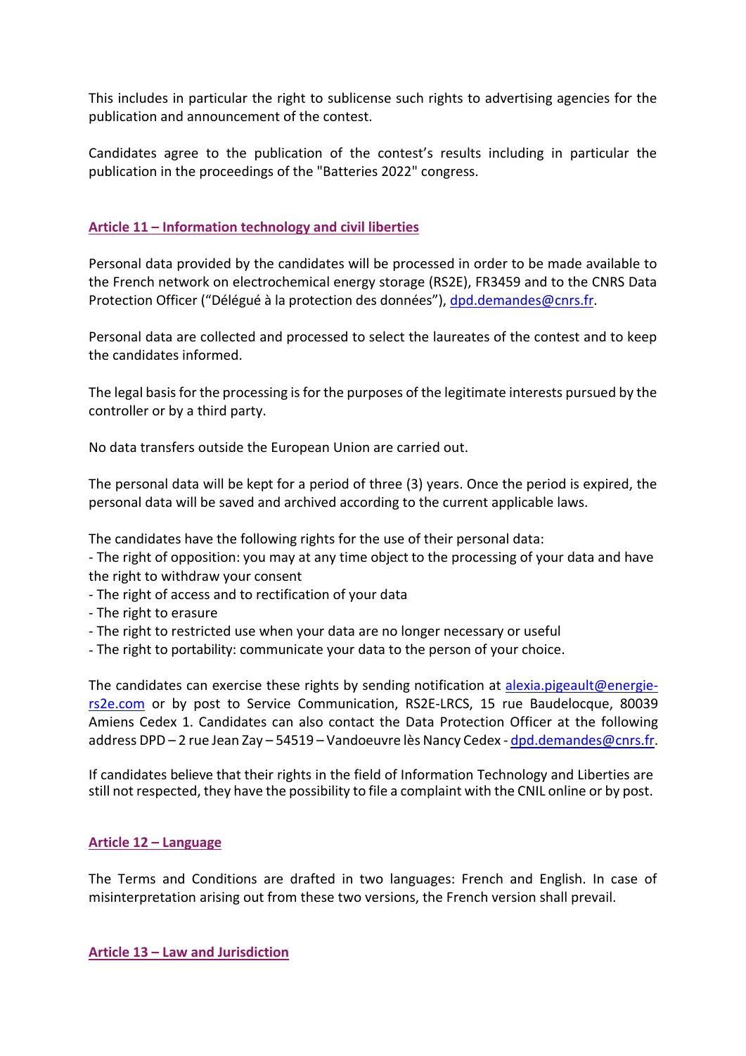This includes in particular the right to sublicense such rights to advertising agencies for the publication and announcement of the contest.

Candidates agree to the publication of the contest's results including in particular the publication in the proceedings of the "Batteries 2022" congress.

## Article 11 – Information technology and civil liberties

Personal data provided by the candidates will be processed in order to be made available to the French network on electrochemical energy storage (RS2E), FR3459 and to the CNRS Data Protection Officer ("Délégué à la protection des données"), dpd.demandes@cnrs.fr.

Personal data are collected and processed to select the laureates of the contest and to keep the candidates informed.

The legal basis for the processing is for the purposes of the legitimate interests pursued by the controller or by a third party.

No data transfers outside the European Union are carried out.

The personal data will be kept for a period of three (3) years. Once the period is expired, the personal data will be saved and archived according to the current applicable laws.

The candidates have the following rights for the use of their personal data:
- The right of opposition: you may at any time object to the processing of your data and have the right to withdraw your consent
- The right of access and to rectification of your data
- The right to erasure
- The right to restricted use when your data are no longer necessary or useful
- The right to portability: communicate your data to the person of your choice.

The candidates can exercise these rights by sending notification at alexia.pigeault@energie-rs2e.com or by post to Service Communication, RS2E-LRCS, 15 rue Baudelocque, 80039 Amiens Cedex 1. Candidates can also contact the Data Protection Officer at the following address DPD – 2 rue Jean Zay – 54519 – Vandoeuvre lès Nancy Cedex - dpd.demandes@cnrs.fr.

If candidates believe that their rights in the field of Information Technology and Liberties are still not respected, they have the possibility to file a complaint with the CNIL online or by post.

## Article 12 – Language

The Terms and Conditions are drafted in two languages: French and English. In case of misinterpretation arising out from these two versions, the French version shall prevail.

## Article 13 – Law and Jurisdiction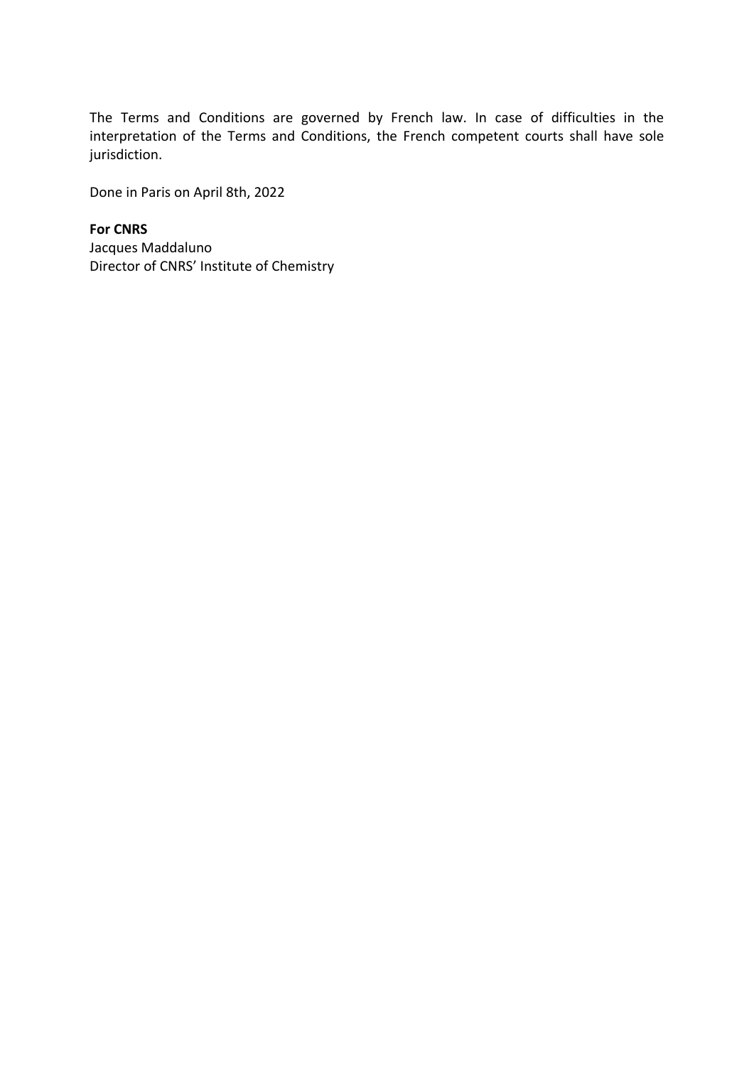The Terms and Conditions are governed by French law. In case of difficulties in the interpretation of the Terms and Conditions, the French competent courts shall have sole jurisdiction.

Done in Paris on April 8th, 2022

**For CNRS**
Jacques Maddaluno
Director of CNRS' Institute of Chemistry